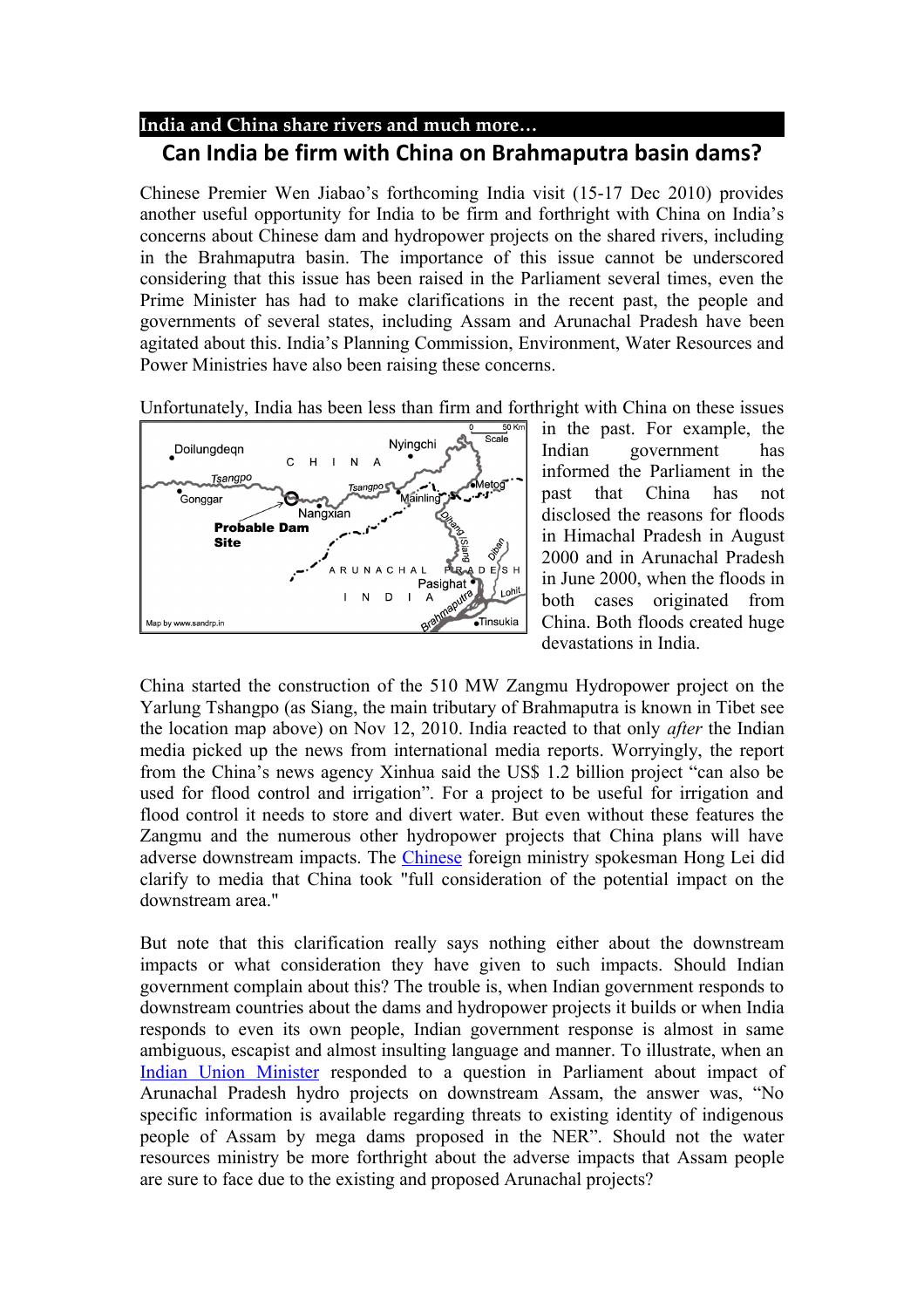**India and China share rivers and much more…**

## Can India be firm with China on Brahmaputra basin dams?

Chinese Premier Wen Jiabao's forthcoming India visit (15-17 Dec 2010) provides another useful opportunity for India to be firm and forthright with China on India's concerns about Chinese dam and hydropower projects on the shared rivers, including in the Brahmaputra basin. The importance of this issue cannot be underscored considering that this issue has been raised in the Parliament several times, even the Prime Minister has had to make clarifications in the recent past, the people and governments of several states, including Assam and Arunachal Pradesh have been agitated about this. India's Planning Commission, Environment, Water Resources and Power Ministries have also been raising these concerns.

Unfortunately, India has been less than firm and forthright with China on these issues in the past. For example, the Indian government has informed the Parliament in the past that China has not disclosed the reasons for floods in Himachal Pradesh in August 2000 and in Arunachal Pradesh in June 2000, when the floods in both cases originated from China. Both floods created huge devastations in India.

China started the construction of the 510 MW Zangmu Hydropower project on the Yarlung Tshangpo (as Siang, the main tributary of Brahmaputra is known in Tibet see the location map above) on Nov 12, 2010. India reacted to that only *after* the Indian media picked up the news from international media reports. Worryingly, the report from the China's news agency Xinhua said the US$ 1.2 billion project "can also be used for flood control and irrigation". For a project to be useful for irrigation and flood control it needs to store and divert water. But even without these features the Zangmu and the numerous other hydropower projects that China plans will have adverse downstream impacts. The Chinese foreign ministry spokesman Hong Lei did clarify to media that China took "full consideration of the potential impact on the downstream area."

But note that this clarification really says nothing either about the downstream impacts or what consideration they have given to such impacts. Should Indian government complain about this? The trouble is, when Indian government responds to downstream countries about the dams and hydropower projects it builds or when India responds to even its own people, Indian government response is almost in same ambiguous, escapist and almost insulting language and manner. To illustrate, when an Indian Union Minister responded to a question in Parliament about impact of Arunachal Pradesh hydro projects on downstream Assam, the answer was, "No specific information is available regarding threats to existing identity of indigenous people of Assam by mega dams proposed in the NER". Should not the water resources ministry be more forthright about the adverse impacts that Assam people are sure to face due to the existing and proposed Arunachal projects?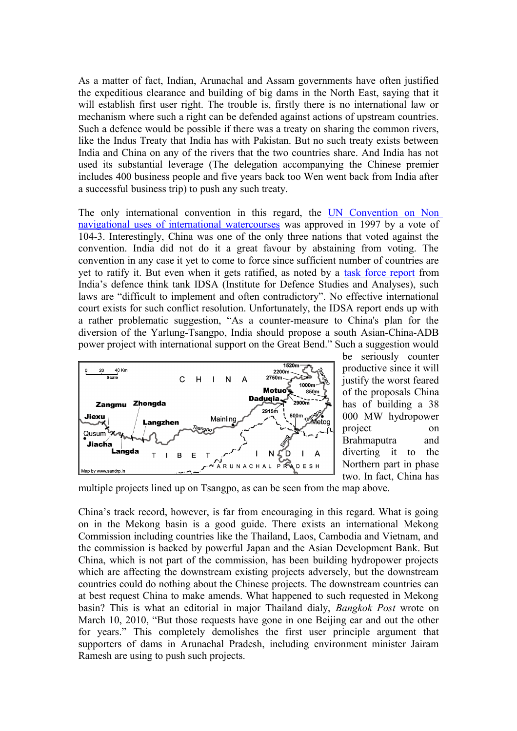As a matter of fact, Indian, Arunachal and Assam governments have often justified the expeditious clearance and building of big dams in the North East, saying that it will establish first user right. The trouble is, firstly there is no international law or mechanism where such a right can be defended against actions of upstream countries. Such a defence would be possible if there was a treaty on sharing the common rivers, like the Indus Treaty that India has with Pakistan. But no such treaty exists between India and China on any of the rivers that the two countries share. And India has not used its substantial leverage (The delegation accompanying the Chinese premier includes 400 business people and five years back too Wen went back from India after a successful business trip) to push any such treaty.

The only international convention in this regard, the UN Convention on Non navigational uses of international watercourses was approved in 1997 by a vote of 104-3. Interestingly, China was one of the only three nations that voted against the convention. India did not do it a great favour by abstaining from voting. The convention in any case it yet to come to force since sufficient number of countries are yet to ratify it. But even when it gets ratified, as noted by a task force report from India's defence think tank IDSA (Institute for Defence Studies and Analyses), such laws are "difficult to implement and often contradictory". No effective international court exists for such conflict resolution. Unfortunately, the IDSA report ends up with a rather problematic suggestion, "As a counter-measure to China's plan for the diversion of the Yarlung-Tsangpo, India should propose a south Asian-China-ADB power project with international support on the Great Bend." Such a suggestion would be seriously counter productive since it will justify the worst feared of the proposals China has of building a 38 000 MW hydropower project on Brahmaputra and diverting it to the Northern part in phase two. In fact, China has multiple projects lined up on Tsangpo, as can be seen from the map above.

China's track record, however, is far from encouraging in this regard. What is going on in the Mekong basin is a good guide. There exists an international Mekong Commission including countries like the Thailand, Laos, Cambodia and Vietnam, and the commission is backed by powerful Japan and the Asian Development Bank. But China, which is not part of the commission, has been building hydropower projects which are affecting the downstream existing projects adversely, but the downstream countries could do nothing about the Chinese projects. The downstream countries can at best request China to make amends. What happened to such requested in Mekong basin? This is what an editorial in major Thailand dialy, *Bangkok Post* wrote on March 10, 2010, "But those requests have gone in one Beijing ear and out the other for years." This completely demolishes the first user principle argument that supporters of dams in Arunachal Pradesh, including environment minister Jairam Ramesh are using to push such projects.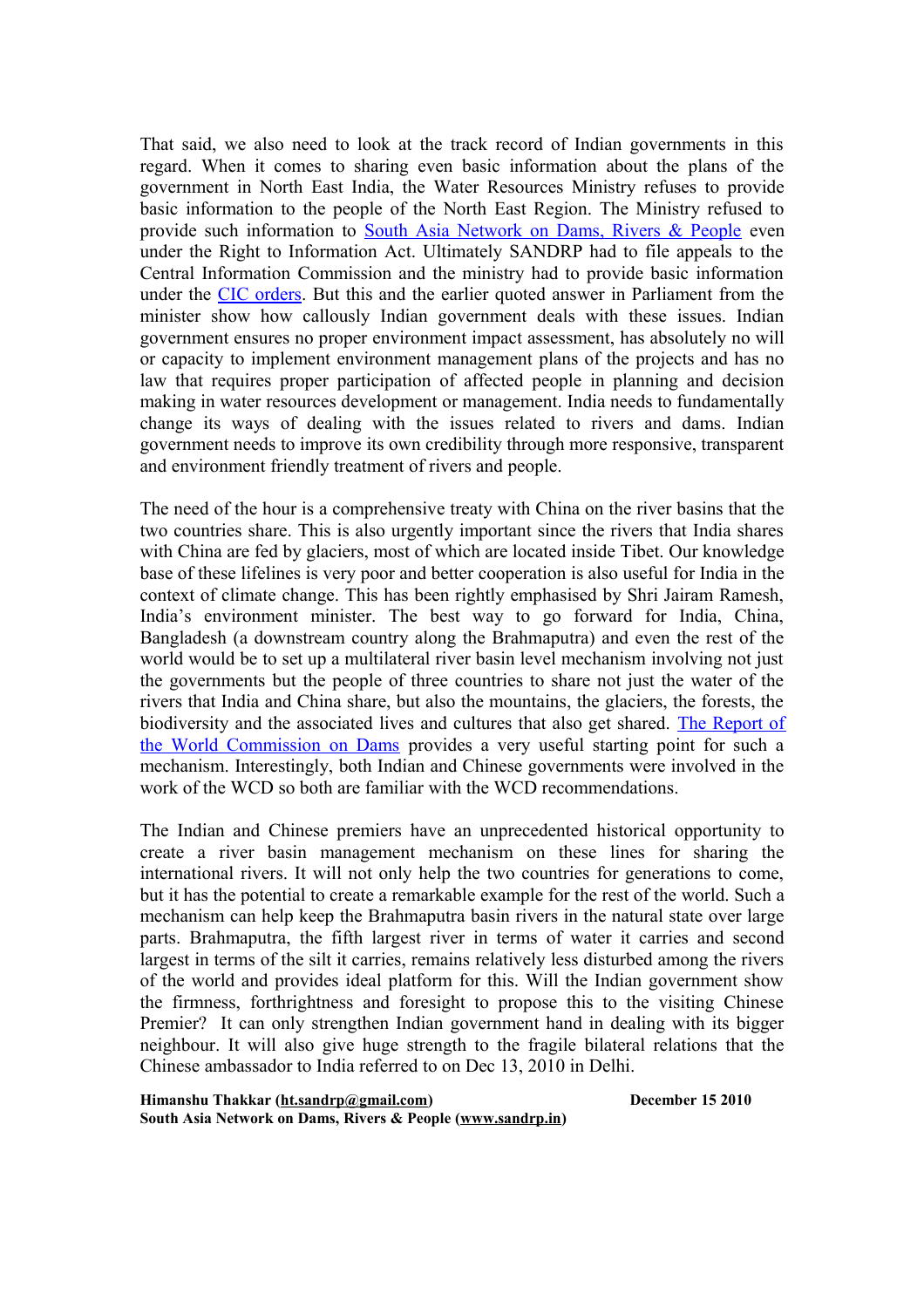That said, we also need to look at the track record of Indian governments in this regard. When it comes to sharing even basic information about the plans of the government in North East India, the Water Resources Ministry refuses to provide basic information to the people of the North East Region. The Ministry refused to provide such information to South Asia Network on Dams, Rivers & People even under the Right to Information Act. Ultimately SANDRP had to file appeals to the Central Information Commission and the ministry had to provide basic information under the CIC orders. But this and the earlier quoted answer in Parliament from the minister show how callously Indian government deals with these issues. Indian government ensures no proper environment impact assessment, has absolutely no will or capacity to implement environment management plans of the projects and has no law that requires proper participation of affected people in planning and decision making in water resources development or management. India needs to fundamentally change its ways of dealing with the issues related to rivers and dams. Indian government needs to improve its own credibility through more responsive, transparent and environment friendly treatment of rivers and people.

The need of the hour is a comprehensive treaty with China on the river basins that the two countries share. This is also urgently important since the rivers that India shares with China are fed by glaciers, most of which are located inside Tibet. Our knowledge base of these lifelines is very poor and better cooperation is also useful for India in the context of climate change. This has been rightly emphasised by Shri Jairam Ramesh, India's environment minister. The best way to go forward for India, China, Bangladesh (a downstream country along the Brahmaputra) and even the rest of the world would be to set up a multilateral river basin level mechanism involving not just the governments but the people of three countries to share not just the water of the rivers that India and China share, but also the mountains, the glaciers, the forests, the biodiversity and the associated lives and cultures that also get shared. The Report of the World Commission on Dams provides a very useful starting point for such a mechanism. Interestingly, both Indian and Chinese governments were involved in the work of the WCD so both are familiar with the WCD recommendations.

The Indian and Chinese premiers have an unprecedented historical opportunity to create a river basin management mechanism on these lines for sharing the international rivers. It will not only help the two countries for generations to come, but it has the potential to create a remarkable example for the rest of the world. Such a mechanism can help keep the Brahmaputra basin rivers in the natural state over large parts. Brahmaputra, the fifth largest river in terms of water it carries and second largest in terms of the silt it carries, remains relatively less disturbed among the rivers of the world and provides ideal platform for this. Will the Indian government show the firmness, forthrightness and foresight to propose this to the visiting Chinese Premier? It can only strengthen Indian government hand in dealing with its bigger neighbour. It will also give huge strength to the fragile bilateral relations that the Chinese ambassador to India referred to on Dec 13, 2010 in Delhi.

**Himanshu Thakkar (ht.sandrp@gmail.com)** **December 15 2010**
**South Asia Network on Dams, Rivers & People (www.sandrp.in)**